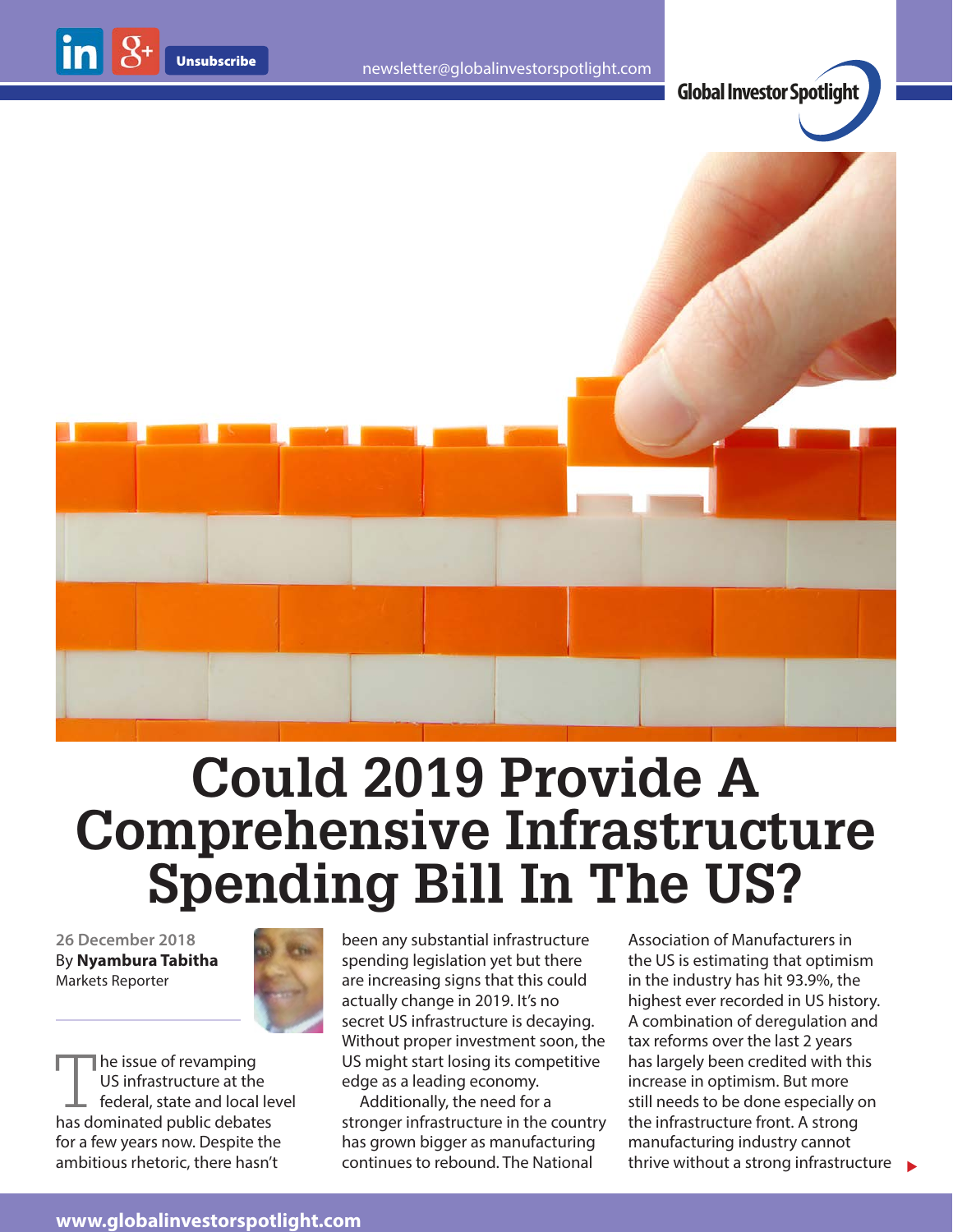# Could 2019 Provide A Comprehensive Infrastructure Spending Bill In The US?

26 December 2018
By **Nyambura Tabitha**
Markets Reporter

The issue of revamping US infrastructure at the federal, state and local level has dominated public debates for a few years now. Despite the ambitious rhetoric, there hasn't been any substantial infrastructure spending legislation yet but there are increasing signs that this could actually change in 2019. It's no secret US infrastructure is decaying. Without proper investment soon, the US might start losing its competitive edge as a leading economy.

Additionally, the need for a stronger infrastructure in the country has grown bigger as manufacturing continues to rebound. The National Association of Manufacturers in the US is estimating that optimism in the industry has hit 93.9%, the highest ever recorded in US history. A combination of deregulation and tax reforms over the last 2 years has largely been credited with this increase in optimism. But more still needs to be done especially on the infrastructure front. A strong manufacturing industry cannot thrive without a strong infrastructure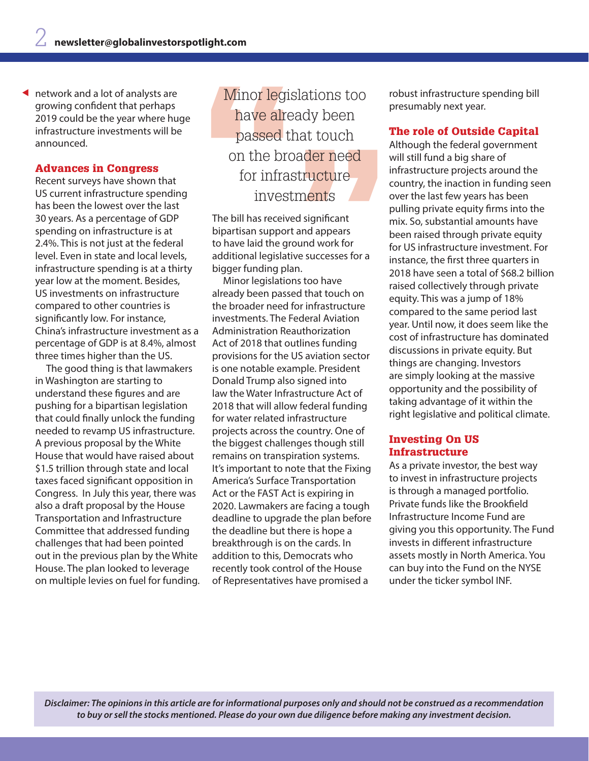network and a lot of analysts are growing confident that perhaps 2019 could be the year where huge infrastructure investments will be announced.

## Advances in Congress

Recent surveys have shown that US current infrastructure spending has been the lowest over the last 30 years. As a percentage of GDP spending on infrastructure is at 2.4%. This is not just at the federal level. Even in state and local levels, infrastructure spending is at a thirty year low at the moment. Besides, US investments on infrastructure compared to other countries is significantly low. For instance, China's infrastructure investment as a percentage of GDP is at 8.4%, almost three times higher than the US.

The good thing is that lawmakers in Washington are starting to understand these figures and are pushing for a bipartisan legislation that could finally unlock the funding needed to revamp US infrastructure. A previous proposal by the White House that would have raised about $1.5 trillion through state and local taxes faced significant opposition in Congress. In July this year, there was also a draft proposal by the House Transportation and Infrastructure Committee that addressed funding challenges that had been pointed out in the previous plan by the White House. The plan looked to leverage on multiple levies on fuel for funding.

> Minor legislations too have already been passed that touch on the broader need for infrastructure investments

The bill has received significant bipartisan support and appears to have laid the ground work for additional legislative successes for a bigger funding plan.

Minor legislations too have already been passed that touch on the broader need for infrastructure investments. The Federal Aviation Administration Reauthorization Act of 2018 that outlines funding provisions for the US aviation sector is one notable example. President Donald Trump also signed into law the Water Infrastructure Act of 2018 that will allow federal funding for water related infrastructure projects across the country. One of the biggest challenges though still remains on transpiration systems. It's important to note that the Fixing America's Surface Transportation Act or the FAST Act is expiring in 2020. Lawmakers are facing a tough deadline to upgrade the plan before the deadline but there is hope a breakthrough is on the cards. In addition to this, Democrats who recently took control of the House of Representatives have promised a robust infrastructure spending bill presumably next year.

## The role of Outside Capital

Although the federal government will still fund a big share of infrastructure projects around the country, the inaction in funding seen over the last few years has been pulling private equity firms into the mix. So, substantial amounts have been raised through private equity for US infrastructure investment. For instance, the first three quarters in 2018 have seen a total of $68.2 billion raised collectively through private equity. This was a jump of 18% compared to the same period last year. Until now, it does seem like the cost of infrastructure has dominated discussions in private equity. But things are changing. Investors are simply looking at the massive opportunity and the possibility of taking advantage of it within the right legislative and political climate.

## Investing On US Infrastructure

As a private investor, the best way to invest in infrastructure projects is through a managed portfolio. Private funds like the Brookfield Infrastructure Income Fund are giving you this opportunity. The Fund invests in different infrastructure assets mostly in North America. You can buy into the Fund on the NYSE under the ticker symbol INF.

***Disclaimer: The opinions in this article are for informational purposes only and should not be construed as a recommendation to buy or sell the stocks mentioned. Please do your own due diligence before making any investment decision.***